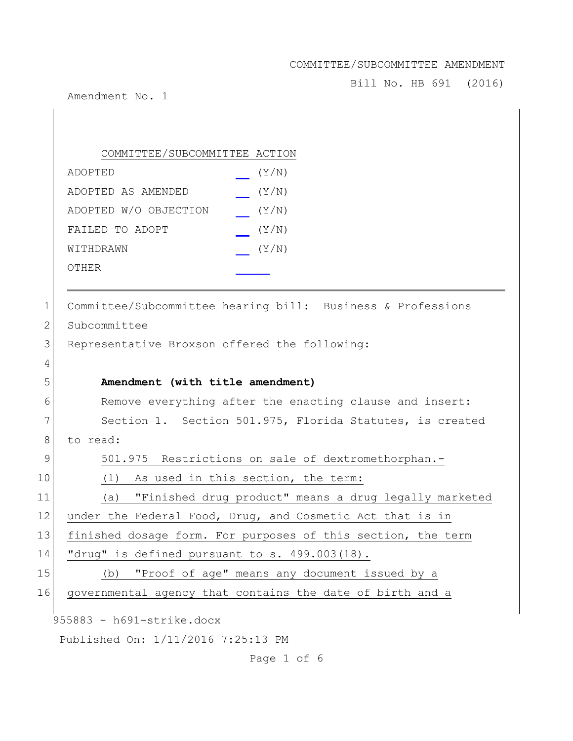COMMITTEE/SUBCOMMITTEE AMENDMENT

Bill No. HB 691 (2016)

Amendment No. 1

COMMITTEE/SUBCOMMITTEE ACTION

| | |
|---|---|
| ADOPTED | ___ (Y/N) |
| ADOPTED AS AMENDED | ___ (Y/N) |
| ADOPTED W/O OBJECTION | ___ (Y/N) |
| FAILED TO ADOPT | ___ (Y/N) |
| WITHDRAWN | ___ (Y/N) |
| OTHER | ______ |

1 Committee/Subcommittee hearing bill: Business & Professions
2 Subcommittee
3 Representative Broxson offered the following:
4
5 **Amendment (with title amendment)**
6 Remove everything after the enacting clause and insert:
7 Section 1. Section 501.975, Florida Statutes, is created
8 to read:
9 501.975 Restrictions on sale of dextromethorphan.-
10 (1) As used in this section, the term:
11 (a) "Finished drug product" means a drug legally marketed
12 under the Federal Food, Drug, and Cosmetic Act that is in
13 finished dosage form. For purposes of this section, the term
14 "drug" is defined pursuant to s. 499.003(18).
15 (b) "Proof of age" means any document issued by a
16 governmental agency that contains the date of birth and a

955883 - h691-strike.docx

Published On: 1/11/2016 7:25:13 PM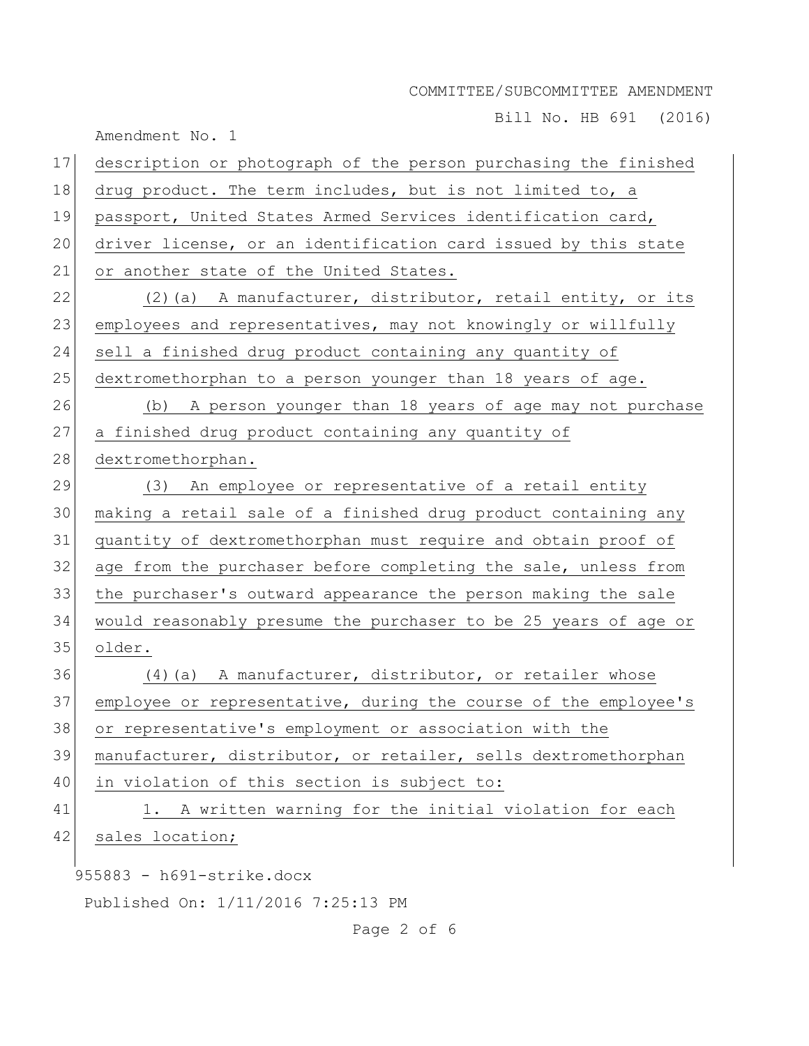description or photograph of the person purchasing the finished drug product. The term includes, but is not limited to, a passport, United States Armed Services identification card, driver license, or an identification card issued by this state or another state of the United States.

(2)(a) A manufacturer, distributor, retail entity, or its employees and representatives, may not knowingly or willfully sell a finished drug product containing any quantity of dextromethorphan to a person younger than 18 years of age.

(b) A person younger than 18 years of age may not purchase a finished drug product containing any quantity of dextromethorphan.

(3) An employee or representative of a retail entity making a retail sale of a finished drug product containing any quantity of dextromethorphan must require and obtain proof of age from the purchaser before completing the sale, unless from the purchaser's outward appearance the person making the sale would reasonably presume the purchaser to be 25 years of age or older.

(4)(a) A manufacturer, distributor, or retailer whose employee or representative, during the course of the employee's or representative's employment or association with the manufacturer, distributor, or retailer, sells dextromethorphan in violation of this section is subject to:

1. A written warning for the initial violation for each sales location;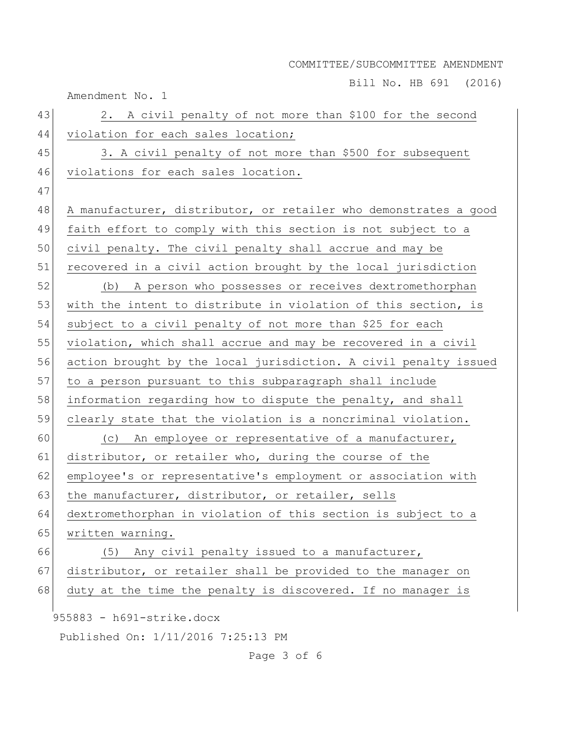2. A civil penalty of not more than $100 for the second violation for each sales location;

3. A civil penalty of not more than $500 for subsequent violations for each sales location.

A manufacturer, distributor, or retailer who demonstrates a good faith effort to comply with this section is not subject to a civil penalty. The civil penalty shall accrue and may be recovered in a civil action brought by the local jurisdiction

(b) A person who possesses or receives dextromethorphan with the intent to distribute in violation of this section, is subject to a civil penalty of not more than $25 for each violation, which shall accrue and may be recovered in a civil action brought by the local jurisdiction. A civil penalty issued to a person pursuant to this subparagraph shall include information regarding how to dispute the penalty, and shall clearly state that the violation is a noncriminal violation.

(c) An employee or representative of a manufacturer, distributor, or retailer who, during the course of the employee's or representative's employment or association with the manufacturer, distributor, or retailer, sells dextromethorphan in violation of this section is subject to a written warning.

(5) Any civil penalty issued to a manufacturer, distributor, or retailer shall be provided to the manager on duty at the time the penalty is discovered. If no manager is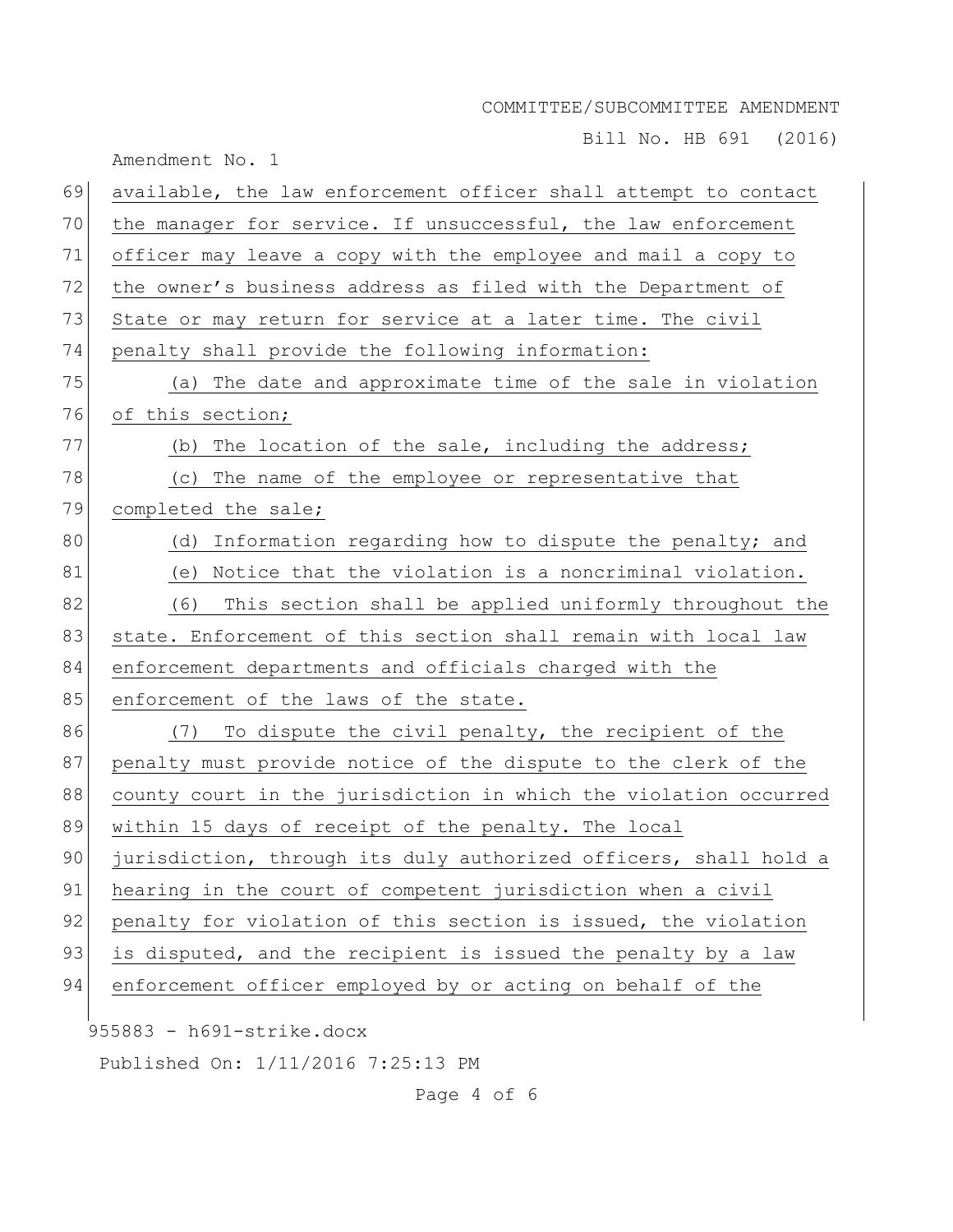available, the law enforcement officer shall attempt to contact the manager for service. If unsuccessful, the law enforcement officer may leave a copy with the employee and mail a copy to the owner's business address as filed with the Department of State or may return for service at a later time. The civil penalty shall provide the following information:

(a) The date and approximate time of the sale in violation of this section;

(b) The location of the sale, including the address;

(c) The name of the employee or representative that completed the sale;

(d) Information regarding how to dispute the penalty; and

(e) Notice that the violation is a noncriminal violation.

(6) This section shall be applied uniformly throughout the state. Enforcement of this section shall remain with local law enforcement departments and officials charged with the enforcement of the laws of the state.

(7) To dispute the civil penalty, the recipient of the penalty must provide notice of the dispute to the clerk of the county court in the jurisdiction in which the violation occurred within 15 days of receipt of the penalty. The local jurisdiction, through its duly authorized officers, shall hold a hearing in the court of competent jurisdiction when a civil penalty for violation of this section is issued, the violation is disputed, and the recipient is issued the penalty by a law enforcement officer employed by or acting on behalf of the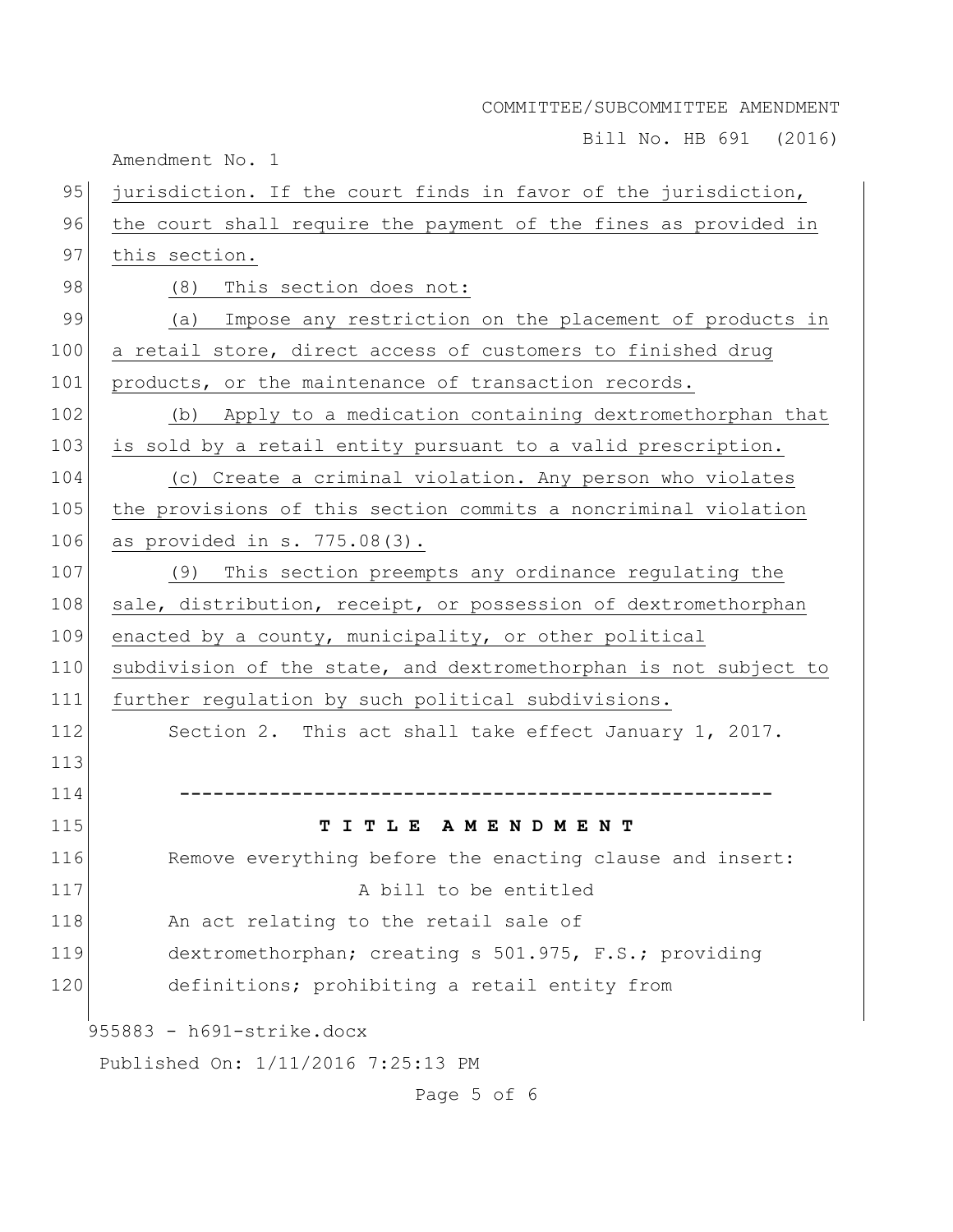jurisdiction. If the court finds in favor of the jurisdiction, the court shall require the payment of the fines as provided in this section.

(8) This section does not:

(a) Impose any restriction on the placement of products in a retail store, direct access of customers to finished drug products, or the maintenance of transaction records.

(b) Apply to a medication containing dextromethorphan that is sold by a retail entity pursuant to a valid prescription.

(c) Create a criminal violation. Any person who violates the provisions of this section commits a noncriminal violation as provided in s. 775.08(3).

(9) This section preempts any ordinance regulating the sale, distribution, receipt, or possession of dextromethorphan enacted by a county, municipality, or other political subdivision of the state, and dextromethorphan is not subject to further regulation by such political subdivisions.

Section 2. This act shall take effect January 1, 2017.

-----------------------------------------------------

**T I T L E A M E N D M E N T**

Remove everything before the enacting clause and insert:

A bill to be entitled

An act relating to the retail sale of dextromethorphan; creating s 501.975, F.S.; providing definitions; prohibiting a retail entity from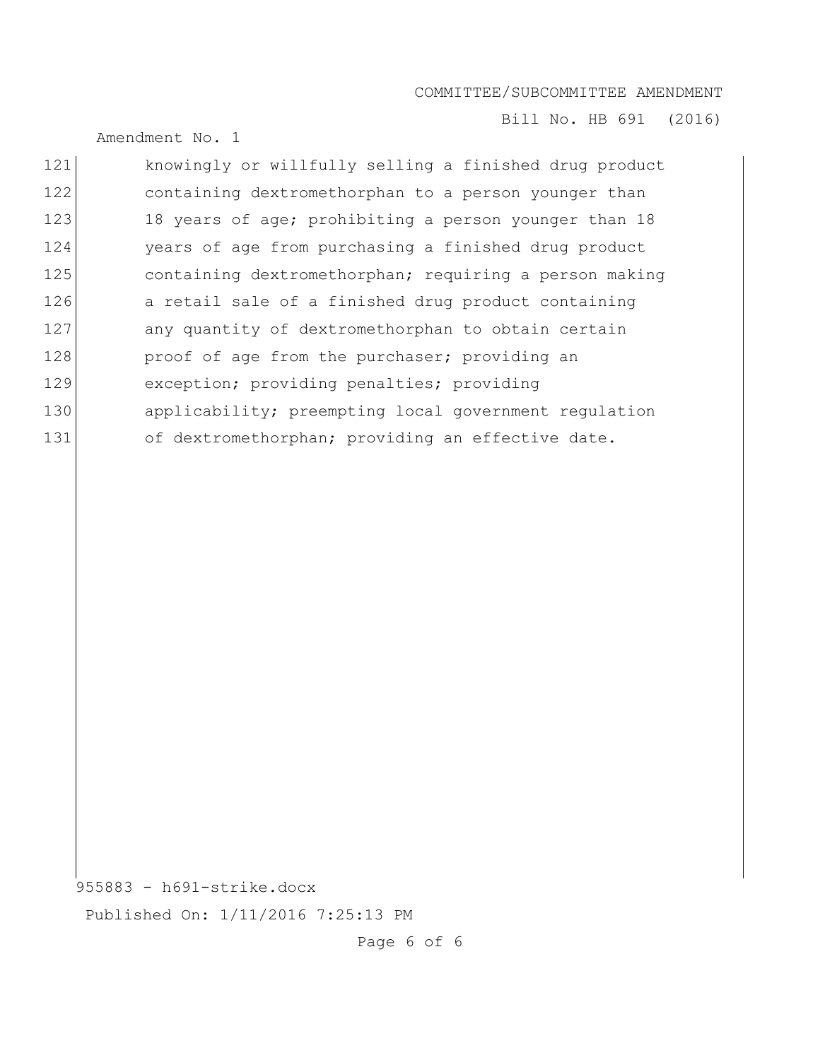121 knowingly or willfully selling a finished drug product
122 containing dextromethorphan to a person younger than
123 18 years of age; prohibiting a person younger than 18
124 years of age from purchasing a finished drug product
125 containing dextromethorphan; requiring a person making
126 a retail sale of a finished drug product containing
127 any quantity of dextromethorphan to obtain certain
128 proof of age from the purchaser; providing an
129 exception; providing penalties; providing
130 applicability; preempting local government regulation
131 of dextromethorphan; providing an effective date.